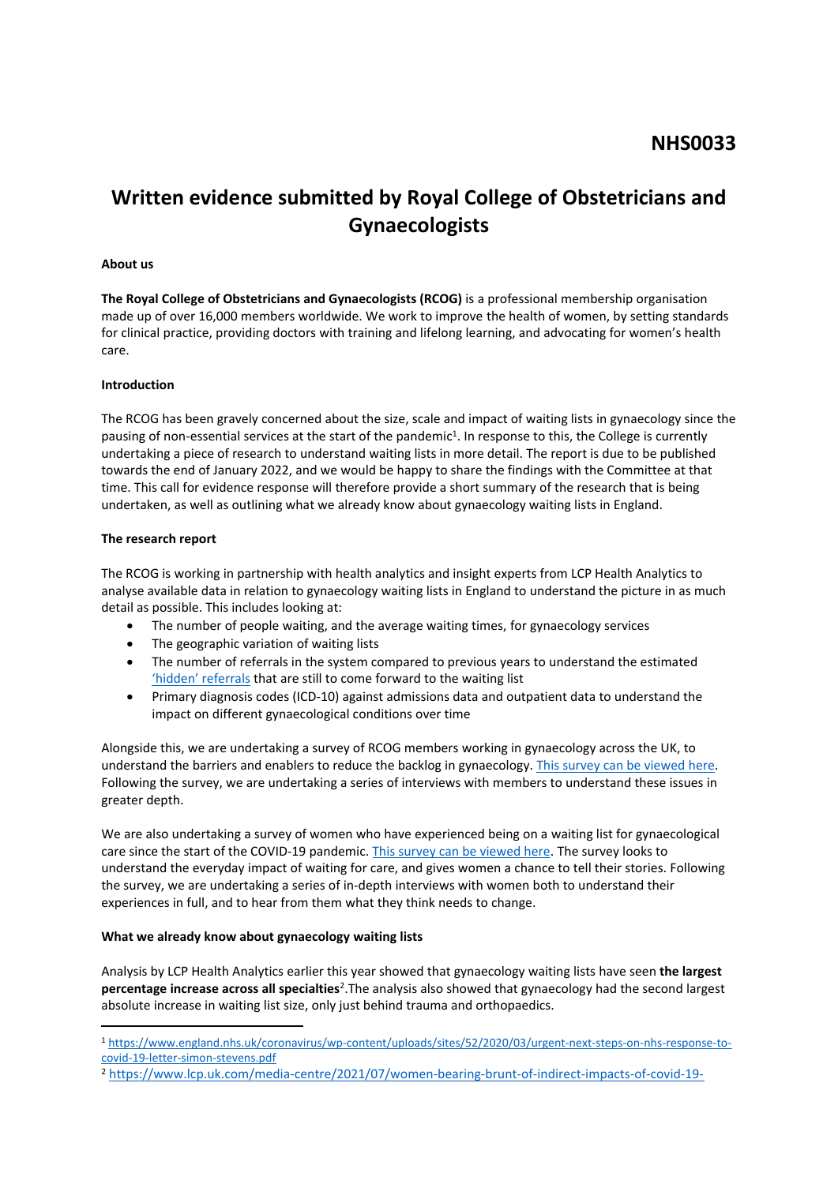**NHS0033**

# Written evidence submitted by Royal College of Obstetricians and Gynaecologists

**About us**

**The Royal College of Obstetricians and Gynaecologists (RCOG)** is a professional membership organisation made up of over 16,000 members worldwide. We work to improve the health of women, by setting standards for clinical practice, providing doctors with training and lifelong learning, and advocating for women's health care.

**Introduction**

The RCOG has been gravely concerned about the size, scale and impact of waiting lists in gynaecology since the pausing of non-essential services at the start of the pandemic[1]. In response to this, the College is currently undertaking a piece of research to understand waiting lists in more detail. The report is due to be published towards the end of January 2022, and we would be happy to share the findings with the Committee at that time. This call for evidence response will therefore provide a short summary of the research that is being undertaken, as well as outlining what we already know about gynaecology waiting lists in England.

**The research report**

The RCOG is working in partnership with health analytics and insight experts from LCP Health Analytics to analyse available data in relation to gynaecology waiting lists in England to understand the picture in as much detail as possible. This includes looking at:

- The number of people waiting, and the average waiting times, for gynaecology services
- The geographic variation of waiting lists
- The number of referrals in the system compared to previous years to understand the estimated 'hidden' referrals that are still to come forward to the waiting list
- Primary diagnosis codes (ICD-10) against admissions data and outpatient data to understand the impact on different gynaecological conditions over time

Alongside this, we are undertaking a survey of RCOG members working in gynaecology across the UK, to understand the barriers and enablers to reduce the backlog in gynaecology. This survey can be viewed here. Following the survey, we are undertaking a series of interviews with members to understand these issues in greater depth.

We are also undertaking a survey of women who have experienced being on a waiting list for gynaecological care since the start of the COVID-19 pandemic. This survey can be viewed here. The survey looks to understand the everyday impact of waiting for care, and gives women a chance to tell their stories. Following the survey, we are undertaking a series of in-depth interviews with women both to understand their experiences in full, and to hear from them what they think needs to change.

**What we already know about gynaecology waiting lists**

Analysis by LCP Health Analytics earlier this year showed that gynaecology waiting lists have seen **the largest percentage increase across all specialties**[2]. The analysis also showed that gynaecology had the second largest absolute increase in waiting list size, only just behind trauma and orthopaedics.

---

[1] https://www.england.nhs.uk/coronavirus/wp-content/uploads/sites/52/2020/03/urgent-next-steps-on-nhs-response-to-covid-19-letter-simon-stevens.pdf

[2] https://www.lcp.uk.com/media-centre/2021/07/women-bearing-brunt-of-indirect-impacts-of-covid-19-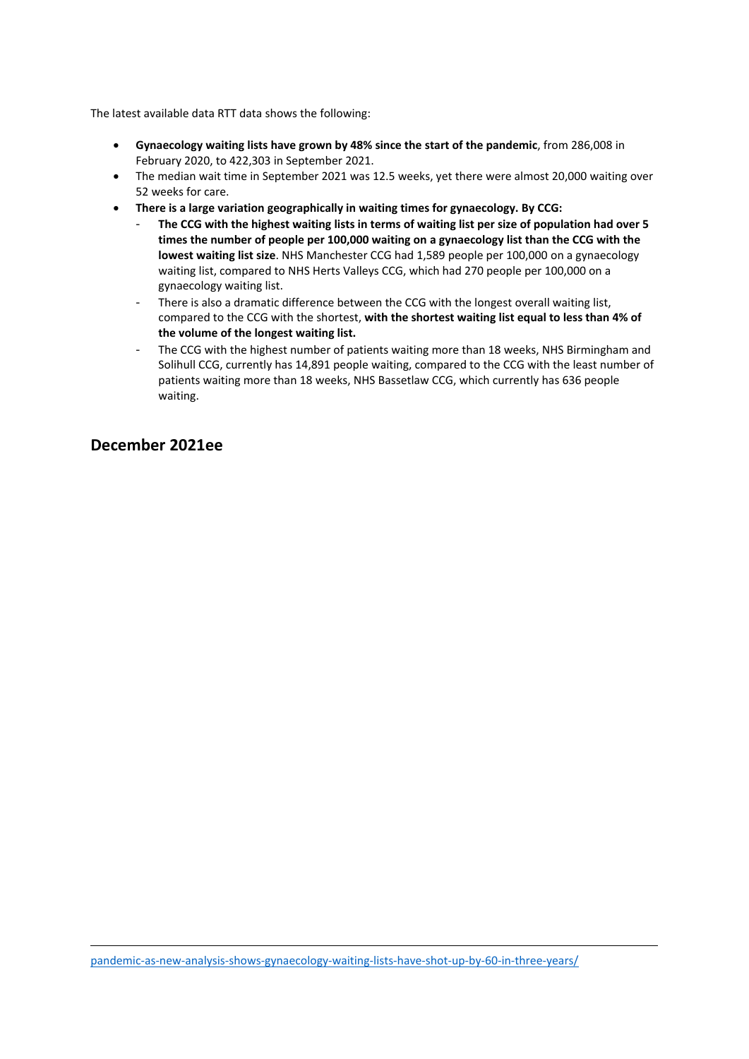The latest available data RTT data shows the following:

- **Gynaecology waiting lists have grown by 48% since the start of the pandemic**, from 286,008 in February 2020, to 422,303 in September 2021.
- The median wait time in September 2021 was 12.5 weeks, yet there were almost 20,000 waiting over 52 weeks for care.
- **There is a large variation geographically in waiting times for gynaecology. By CCG:**
  - **The CCG with the highest waiting lists in terms of waiting list per size of population had over 5 times the number of people per 100,000 waiting on a gynaecology list than the CCG with the lowest waiting list size**. NHS Manchester CCG had 1,589 people per 100,000 on a gynaecology waiting list, compared to NHS Herts Valleys CCG, which had 270 people per 100,000 on a gynaecology waiting list.
  - There is also a dramatic difference between the CCG with the longest overall waiting list, compared to the CCG with the shortest, **with the shortest waiting list equal to less than 4% of the volume of the longest waiting list.**
  - The CCG with the highest number of patients waiting more than 18 weeks, NHS Birmingham and Solihull CCG, currently has 14,891 people waiting, compared to the CCG with the least number of patients waiting more than 18 weeks, NHS Bassetlaw CCG, which currently has 636 people waiting.

## December 2021ee

---

pandemic-as-new-analysis-shows-gynaecology-waiting-lists-have-shot-up-by-60-in-three-years/